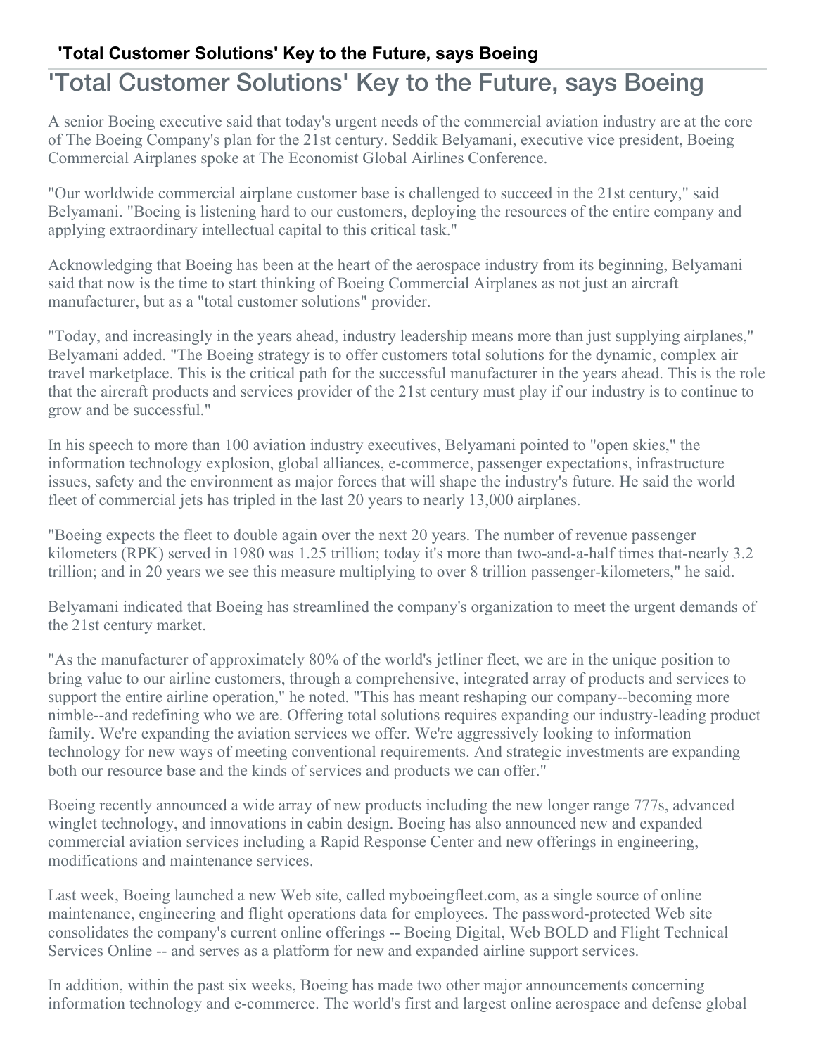# 'Total Customer Solutions' Key to the Future, says Boeing

A senior Boeing executive said that today's urgent needs of the commercial aviation industry are at the core of The Boeing Company's plan for the 21st century. Seddik Belyamani, executive vice president, Boeing Commercial Airplanes spoke at The Economist Global Airlines Conference.

"Our worldwide commercial airplane customer base is challenged to succeed in the 21st century," said Belyamani. "Boeing is listening hard to our customers, deploying the resources of the entire company and applying extraordinary intellectual capital to this critical task."

Acknowledging that Boeing has been at the heart of the aerospace industry from its beginning, Belyamani said that now is the time to start thinking of Boeing Commercial Airplanes as not just an aircraft manufacturer, but as a "total customer solutions" provider.

"Today, and increasingly in the years ahead, industry leadership means more than just supplying airplanes," Belyamani added. "The Boeing strategy is to offer customers total solutions for the dynamic, complex air travel marketplace. This is the critical path for the successful manufacturer in the years ahead. This is the role that the aircraft products and services provider of the 21st century must play if our industry is to continue to grow and be successful."

In his speech to more than 100 aviation industry executives, Belyamani pointed to "open skies," the information technology explosion, global alliances, e-commerce, passenger expectations, infrastructure issues, safety and the environment as major forces that will shape the industry's future. He said the world fleet of commercial jets has tripled in the last 20 years to nearly 13,000 airplanes.

"Boeing expects the fleet to double again over the next 20 years. The number of revenue passenger kilometers (RPK) served in 1980 was 1.25 trillion; today it's more than two-and-a-half times that-nearly 3.2 trillion; and in 20 years we see this measure multiplying to over 8 trillion passenger-kilometers," he said.

Belyamani indicated that Boeing has streamlined the company's organization to meet the urgent demands of the 21st century market.

"As the manufacturer of approximately 80% of the world's jetliner fleet, we are in the unique position to bring value to our airline customers, through a comprehensive, integrated array of products and services to support the entire airline operation," he noted. "This has meant reshaping our company--becoming more nimble--and redefining who we are. Offering total solutions requires expanding our industry-leading product family. We're expanding the aviation services we offer. We're aggressively looking to information technology for new ways of meeting conventional requirements. And strategic investments are expanding both our resource base and the kinds of services and products we can offer."

Boeing recently announced a wide array of new products including the new longer range 777s, advanced winglet technology, and innovations in cabin design. Boeing has also announced new and expanded commercial aviation services including a Rapid Response Center and new offerings in engineering, modifications and maintenance services.

Last week, Boeing launched a new Web site, called myboeingfleet.com, as a single source of online maintenance, engineering and flight operations data for employees. The password-protected Web site consolidates the company's current online offerings -- Boeing Digital, Web BOLD and Flight Technical Services Online -- and serves as a platform for new and expanded airline support services.

In addition, within the past six weeks, Boeing has made two other major announcements concerning information technology and e-commerce. The world's first and largest online aerospace and defense global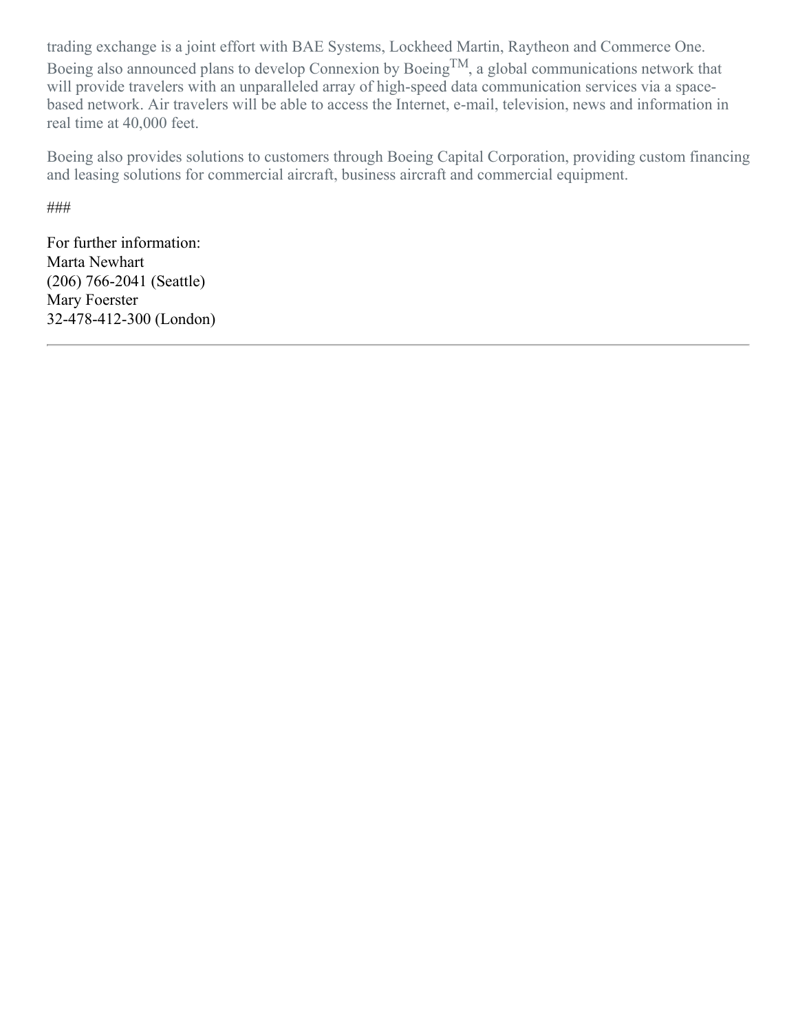trading exchange is a joint effort with BAE Systems, Lockheed Martin, Raytheon and Commerce One. Boeing also announced plans to develop Connexion by Boeing™, a global communications network that will provide travelers with an unparalleled array of high-speed data communication services via a space-based network. Air travelers will be able to access the Internet, e-mail, television, news and information in real time at 40,000 feet.

Boeing also provides solutions to customers through Boeing Capital Corporation, providing custom financing and leasing solutions for commercial aircraft, business aircraft and commercial equipment.

###

For further information:
Marta Newhart
(206) 766-2041 (Seattle)
Mary Foerster
32-478-412-300 (London)

---